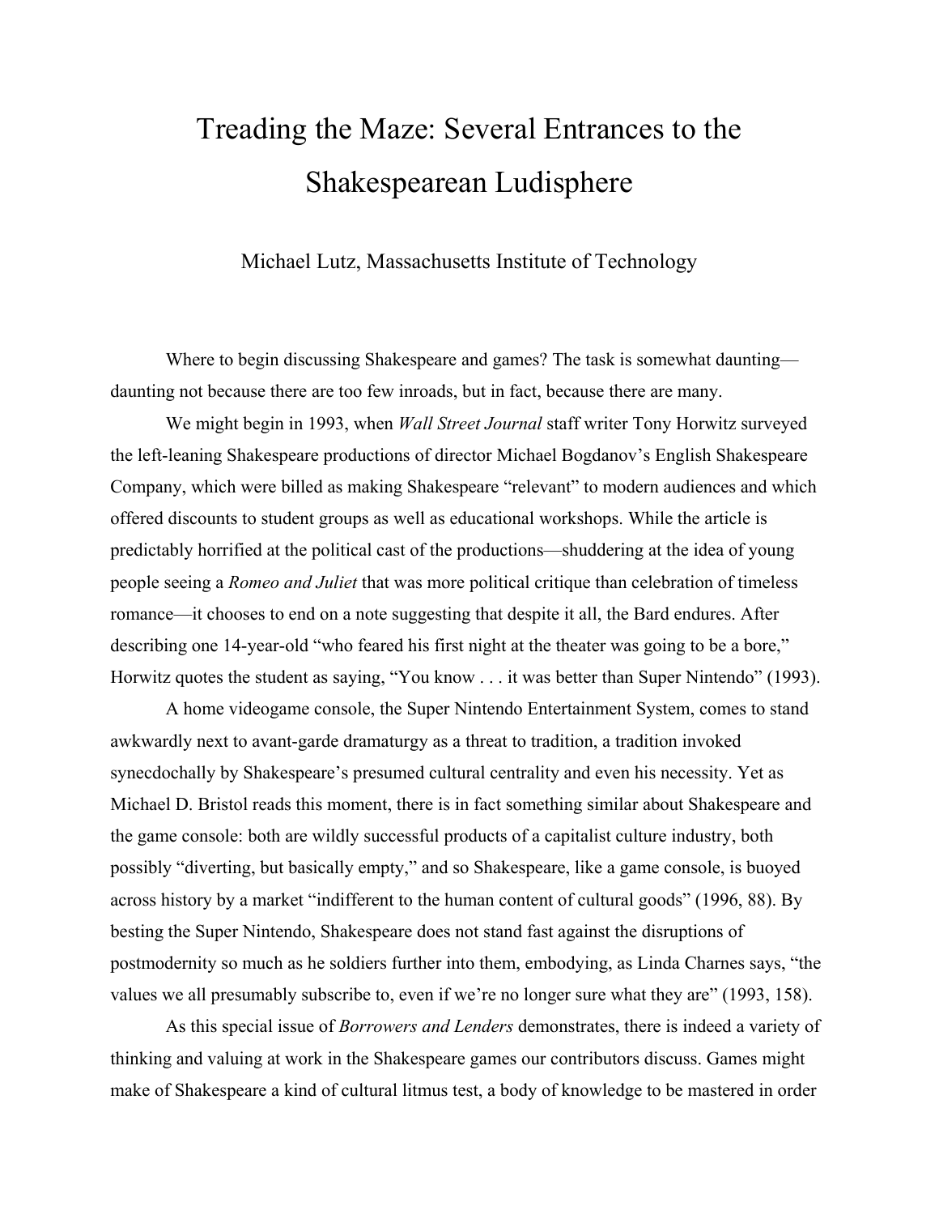# Treading the Maze: Several Entrances to the Shakespearean Ludisphere

Michael Lutz, Massachusetts Institute of Technology

Where to begin discussing Shakespeare and games? The task is somewhat daunting—daunting not because there are too few inroads, but in fact, because there are many.

We might begin in 1993, when *Wall Street Journal* staff writer Tony Horwitz surveyed the left-leaning Shakespeare productions of director Michael Bogdanov's English Shakespeare Company, which were billed as making Shakespeare "relevant" to modern audiences and which offered discounts to student groups as well as educational workshops. While the article is predictably horrified at the political cast of the productions—shuddering at the idea of young people seeing a *Romeo and Juliet* that was more political critique than celebration of timeless romance—it chooses to end on a note suggesting that despite it all, the Bard endures. After describing one 14-year-old "who feared his first night at the theater was going to be a bore," Horwitz quotes the student as saying, "You know . . . it was better than Super Nintendo" (1993).

A home videogame console, the Super Nintendo Entertainment System, comes to stand awkwardly next to avant-garde dramaturgy as a threat to tradition, a tradition invoked synecdochally by Shakespeare's presumed cultural centrality and even his necessity. Yet as Michael D. Bristol reads this moment, there is in fact something similar about Shakespeare and the game console: both are wildly successful products of a capitalist culture industry, both possibly "diverting, but basically empty," and so Shakespeare, like a game console, is buoyed across history by a market "indifferent to the human content of cultural goods" (1996, 88). By besting the Super Nintendo, Shakespeare does not stand fast against the disruptions of postmodernity so much as he soldiers further into them, embodying, as Linda Charnes says, "the values we all presumably subscribe to, even if we're no longer sure what they are" (1993, 158).

As this special issue of *Borrowers and Lenders* demonstrates, there is indeed a variety of thinking and valuing at work in the Shakespeare games our contributors discuss. Games might make of Shakespeare a kind of cultural litmus test, a body of knowledge to be mastered in order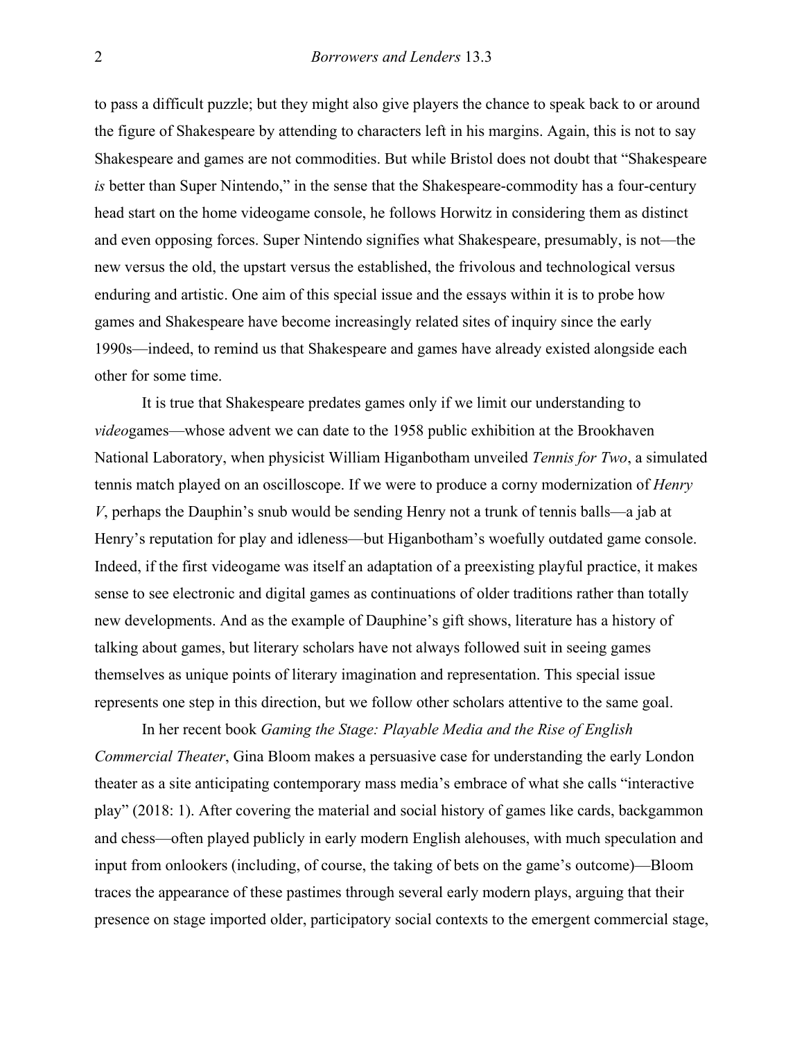to pass a difficult puzzle; but they might also give players the chance to speak back to or around the figure of Shakespeare by attending to characters left in his margins. Again, this is not to say Shakespeare and games are not commodities. But while Bristol does not doubt that "Shakespeare *is* better than Super Nintendo," in the sense that the Shakespeare-commodity has a four-century head start on the home videogame console, he follows Horwitz in considering them as distinct and even opposing forces. Super Nintendo signifies what Shakespeare, presumably, is not—the new versus the old, the upstart versus the established, the frivolous and technological versus enduring and artistic. One aim of this special issue and the essays within it is to probe how games and Shakespeare have become increasingly related sites of inquiry since the early 1990s—indeed, to remind us that Shakespeare and games have already existed alongside each other for some time.

It is true that Shakespeare predates games only if we limit our understanding to *video*games—whose advent we can date to the 1958 public exhibition at the Brookhaven National Laboratory, when physicist William Higanbotham unveiled *Tennis for Two*, a simulated tennis match played on an oscilloscope. If we were to produce a corny modernization of *Henry V*, perhaps the Dauphin's snub would be sending Henry not a trunk of tennis balls—a jab at Henry's reputation for play and idleness—but Higanbotham's woefully outdated game console. Indeed, if the first videogame was itself an adaptation of a preexisting playful practice, it makes sense to see electronic and digital games as continuations of older traditions rather than totally new developments. And as the example of Dauphine's gift shows, literature has a history of talking about games, but literary scholars have not always followed suit in seeing games themselves as unique points of literary imagination and representation. This special issue represents one step in this direction, but we follow other scholars attentive to the same goal.

In her recent book *Gaming the Stage: Playable Media and the Rise of English Commercial Theater*, Gina Bloom makes a persuasive case for understanding the early London theater as a site anticipating contemporary mass media's embrace of what she calls "interactive play" (2018: 1). After covering the material and social history of games like cards, backgammon and chess—often played publicly in early modern English alehouses, with much speculation and input from onlookers (including, of course, the taking of bets on the game's outcome)—Bloom traces the appearance of these pastimes through several early modern plays, arguing that their presence on stage imported older, participatory social contexts to the emergent commercial stage,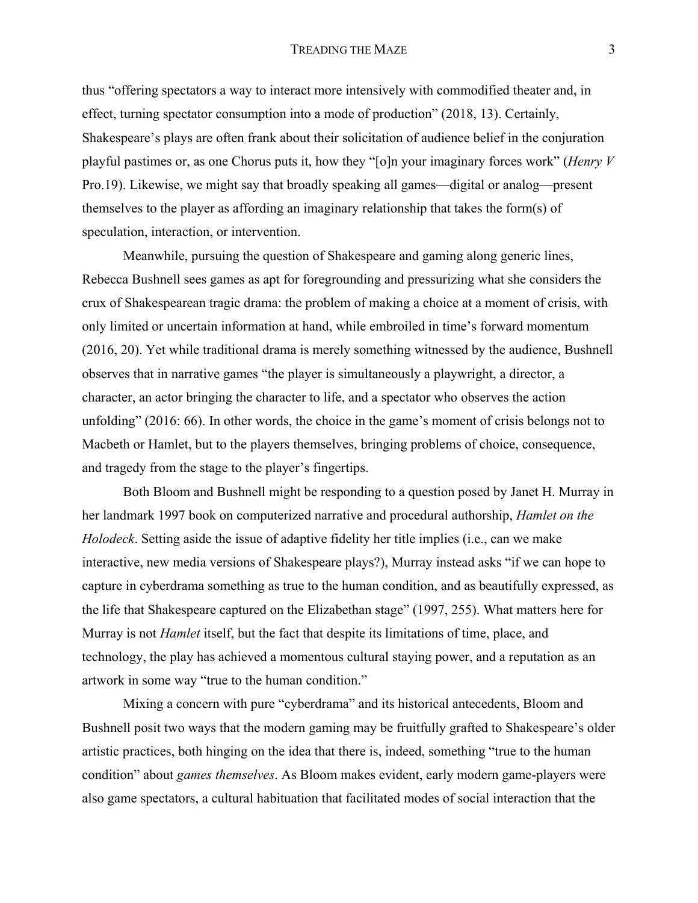thus "offering spectators a way to interact more intensively with commodified theater and, in effect, turning spectator consumption into a mode of production" (2018, 13). Certainly, Shakespeare's plays are often frank about their solicitation of audience belief in the conjuration playful pastimes or, as one Chorus puts it, how they "[o]n your imaginary forces work" (*Henry V* Pro.19). Likewise, we might say that broadly speaking all games—digital or analog—present themselves to the player as affording an imaginary relationship that takes the form(s) of speculation, interaction, or intervention.

Meanwhile, pursuing the question of Shakespeare and gaming along generic lines, Rebecca Bushnell sees games as apt for foregrounding and pressurizing what she considers the crux of Shakespearean tragic drama: the problem of making a choice at a moment of crisis, with only limited or uncertain information at hand, while embroiled in time's forward momentum (2016, 20). Yet while traditional drama is merely something witnessed by the audience, Bushnell observes that in narrative games "the player is simultaneously a playwright, a director, a character, an actor bringing the character to life, and a spectator who observes the action unfolding" (2016: 66). In other words, the choice in the game's moment of crisis belongs not to Macbeth or Hamlet, but to the players themselves, bringing problems of choice, consequence, and tragedy from the stage to the player's fingertips.

Both Bloom and Bushnell might be responding to a question posed by Janet H. Murray in her landmark 1997 book on computerized narrative and procedural authorship, *Hamlet on the Holodeck*. Setting aside the issue of adaptive fidelity her title implies (i.e., can we make interactive, new media versions of Shakespeare plays?), Murray instead asks "if we can hope to capture in cyberdrama something as true to the human condition, and as beautifully expressed, as the life that Shakespeare captured on the Elizabethan stage" (1997, 255). What matters here for Murray is not *Hamlet* itself, but the fact that despite its limitations of time, place, and technology, the play has achieved a momentous cultural staying power, and a reputation as an artwork in some way "true to the human condition."

Mixing a concern with pure "cyberdrama" and its historical antecedents, Bloom and Bushnell posit two ways that the modern gaming may be fruitfully grafted to Shakespeare's older artistic practices, both hinging on the idea that there is, indeed, something "true to the human condition" about *games themselves*. As Bloom makes evident, early modern game-players were also game spectators, a cultural habituation that facilitated modes of social interaction that the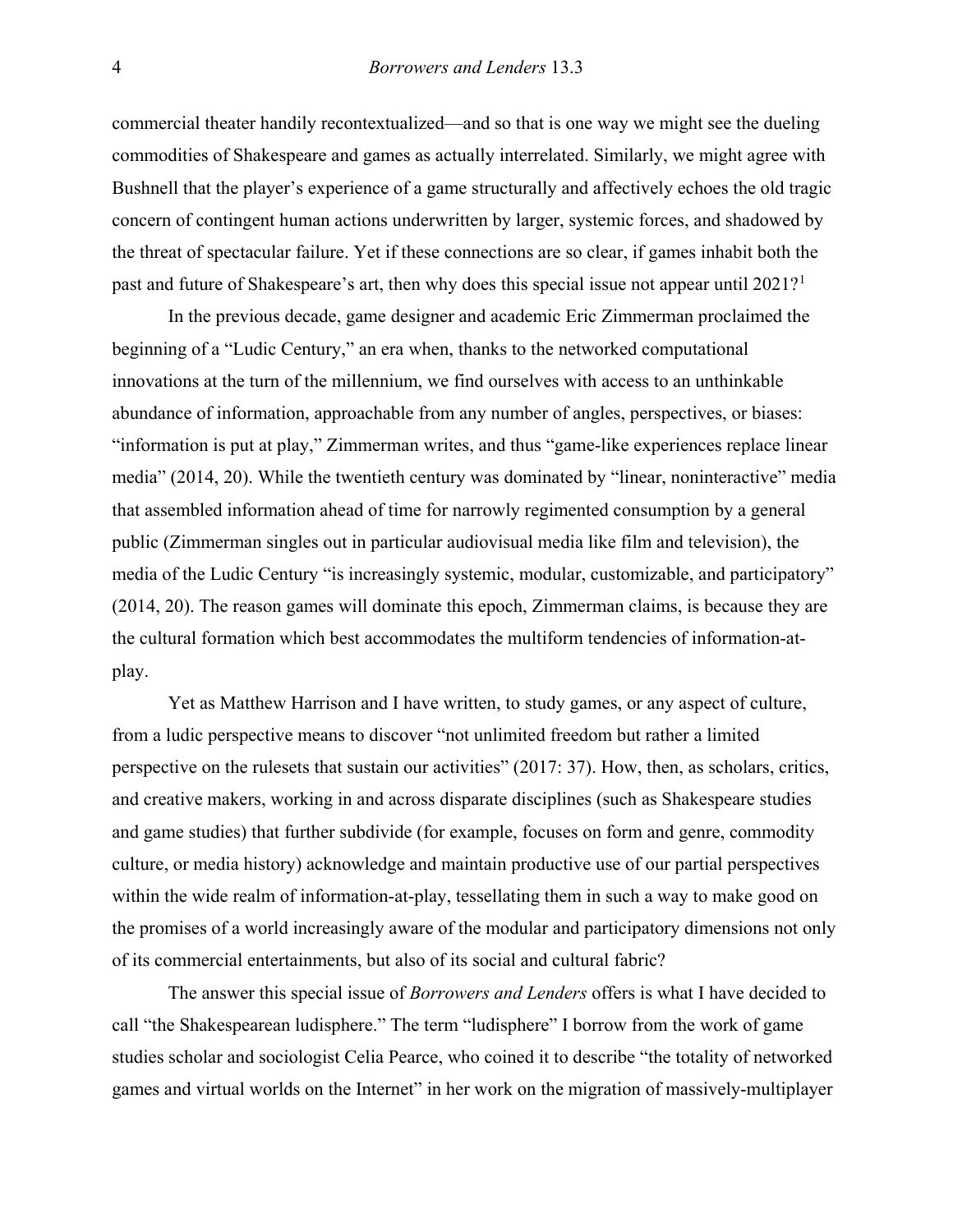commercial theater handily recontextualized—and so that is one way we might see the dueling commodities of Shakespeare and games as actually interrelated. Similarly, we might agree with Bushnell that the player's experience of a game structurally and affectively echoes the old tragic concern of contingent human actions underwritten by larger, systemic forces, and shadowed by the threat of spectacular failure. Yet if these connections are so clear, if games inhabit both the past and future of Shakespeare's art, then why does this special issue not appear until 2021?[1]

In the previous decade, game designer and academic Eric Zimmerman proclaimed the beginning of a "Ludic Century," an era when, thanks to the networked computational innovations at the turn of the millennium, we find ourselves with access to an unthinkable abundance of information, approachable from any number of angles, perspectives, or biases: "information is put at play," Zimmerman writes, and thus "game-like experiences replace linear media" (2014, 20). While the twentieth century was dominated by "linear, noninteractive" media that assembled information ahead of time for narrowly regimented consumption by a general public (Zimmerman singles out in particular audiovisual media like film and television), the media of the Ludic Century "is increasingly systemic, modular, customizable, and participatory" (2014, 20). The reason games will dominate this epoch, Zimmerman claims, is because they are the cultural formation which best accommodates the multiform tendencies of information-at-play.

Yet as Matthew Harrison and I have written, to study games, or any aspect of culture, from a ludic perspective means to discover "not unlimited freedom but rather a limited perspective on the rulesets that sustain our activities" (2017: 37). How, then, as scholars, critics, and creative makers, working in and across disparate disciplines (such as Shakespeare studies and game studies) that further subdivide (for example, focuses on form and genre, commodity culture, or media history) acknowledge and maintain productive use of our partial perspectives within the wide realm of information-at-play, tessellating them in such a way to make good on the promises of a world increasingly aware of the modular and participatory dimensions not only of its commercial entertainments, but also of its social and cultural fabric?

The answer this special issue of *Borrowers and Lenders* offers is what I have decided to call "the Shakespearean ludisphere." The term "ludisphere" I borrow from the work of game studies scholar and sociologist Celia Pearce, who coined it to describe "the totality of networked games and virtual worlds on the Internet" in her work on the migration of massively-multiplayer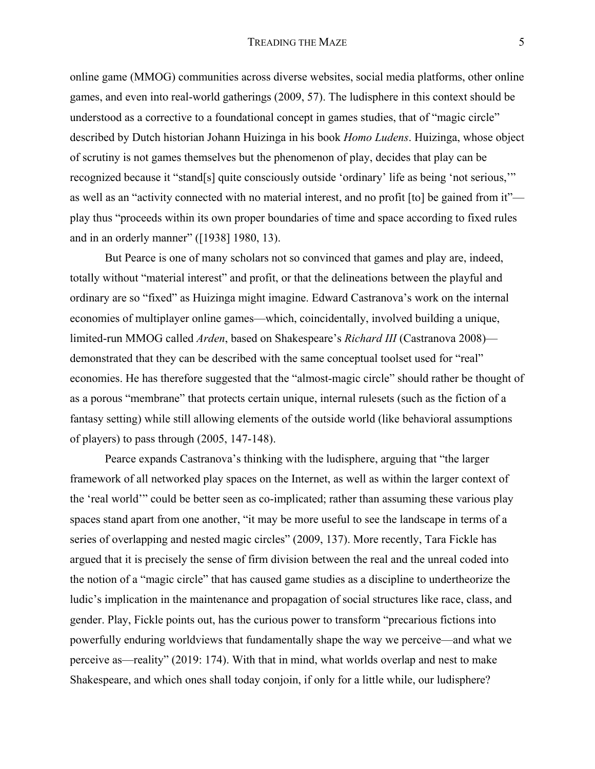online game (MMOG) communities across diverse websites, social media platforms, other online games, and even into real-world gatherings (2009, 57). The ludisphere in this context should be understood as a corrective to a foundational concept in games studies, that of "magic circle" described by Dutch historian Johann Huizinga in his book *Homo Ludens*. Huizinga, whose object of scrutiny is not games themselves but the phenomenon of play, decides that play can be recognized because it "stand[s] quite consciously outside 'ordinary' life as being 'not serious,'" as well as an "activity connected with no material interest, and no profit [to] be gained from it"—play thus "proceeds within its own proper boundaries of time and space according to fixed rules and in an orderly manner" ([1938] 1980, 13).

But Pearce is one of many scholars not so convinced that games and play are, indeed, totally without "material interest" and profit, or that the delineations between the playful and ordinary are so "fixed" as Huizinga might imagine. Edward Castranova's work on the internal economies of multiplayer online games—which, coincidentally, involved building a unique, limited-run MMOG called *Arden*, based on Shakespeare's *Richard III* (Castranova 2008)—demonstrated that they can be described with the same conceptual toolset used for "real" economies. He has therefore suggested that the "almost-magic circle" should rather be thought of as a porous "membrane" that protects certain unique, internal rulesets (such as the fiction of a fantasy setting) while still allowing elements of the outside world (like behavioral assumptions of players) to pass through (2005, 147-148).

Pearce expands Castranova's thinking with the ludisphere, arguing that "the larger framework of all networked play spaces on the Internet, as well as within the larger context of the 'real world'" could be better seen as co-implicated; rather than assuming these various play spaces stand apart from one another, "it may be more useful to see the landscape in terms of a series of overlapping and nested magic circles" (2009, 137). More recently, Tara Fickle has argued that it is precisely the sense of firm division between the real and the unreal coded into the notion of a "magic circle" that has caused game studies as a discipline to undertheorize the ludic's implication in the maintenance and propagation of social structures like race, class, and gender. Play, Fickle points out, has the curious power to transform "precarious fictions into powerfully enduring worldviews that fundamentally shape the way we perceive—and what we perceive as—reality" (2019: 174). With that in mind, what worlds overlap and nest to make Shakespeare, and which ones shall today conjoin, if only for a little while, our ludisphere?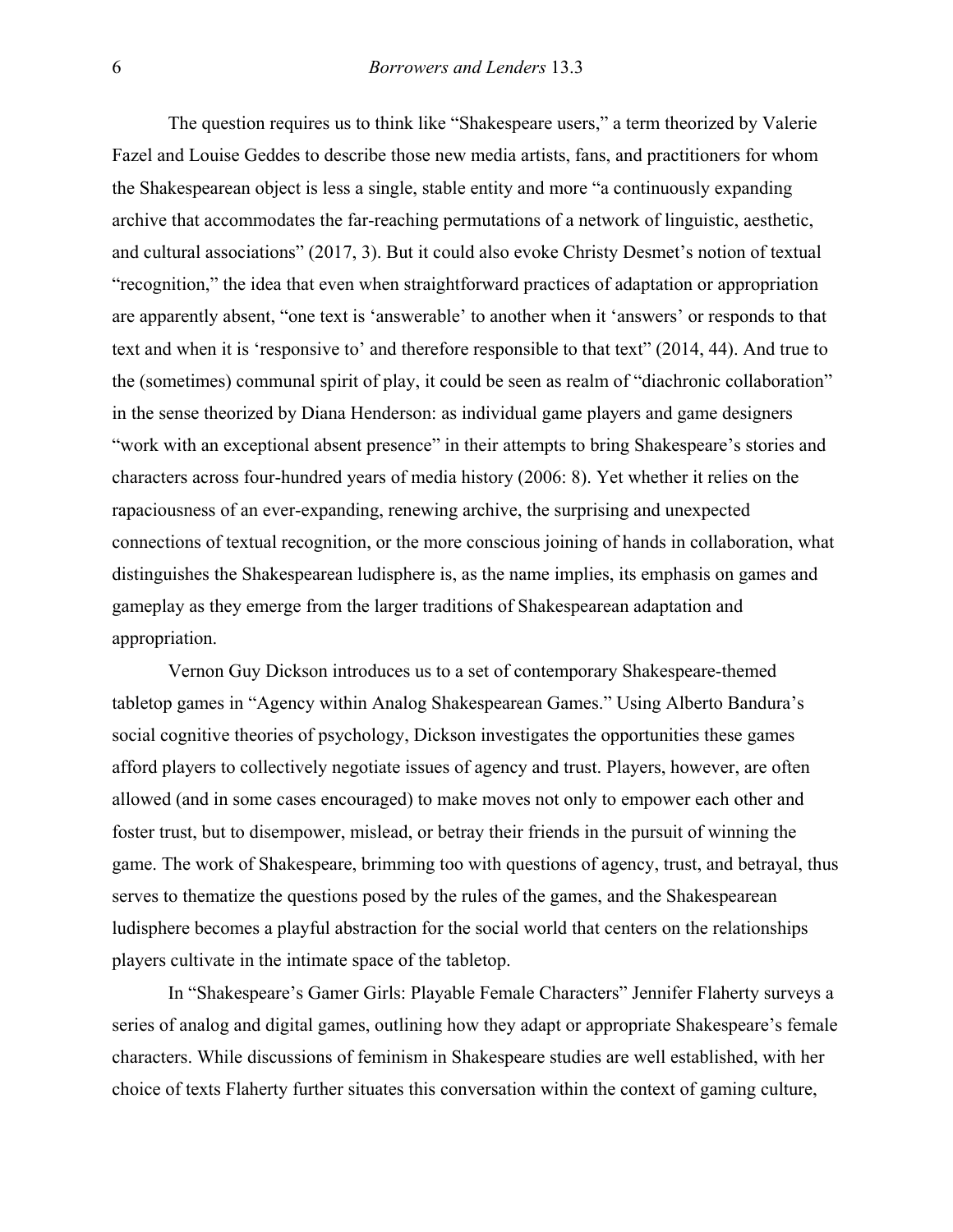The question requires us to think like "Shakespeare users," a term theorized by Valerie Fazel and Louise Geddes to describe those new media artists, fans, and practitioners for whom the Shakespearean object is less a single, stable entity and more "a continuously expanding archive that accommodates the far-reaching permutations of a network of linguistic, aesthetic, and cultural associations" (2017, 3). But it could also evoke Christy Desmet's notion of textual "recognition," the idea that even when straightforward practices of adaptation or appropriation are apparently absent, "one text is 'answerable' to another when it 'answers' or responds to that text and when it is 'responsive to' and therefore responsible to that text" (2014, 44). And true to the (sometimes) communal spirit of play, it could be seen as realm of "diachronic collaboration" in the sense theorized by Diana Henderson: as individual game players and game designers "work with an exceptional absent presence" in their attempts to bring Shakespeare's stories and characters across four-hundred years of media history (2006: 8). Yet whether it relies on the rapaciousness of an ever-expanding, renewing archive, the surprising and unexpected connections of textual recognition, or the more conscious joining of hands in collaboration, what distinguishes the Shakespearean ludisphere is, as the name implies, its emphasis on games and gameplay as they emerge from the larger traditions of Shakespearean adaptation and appropriation.

Vernon Guy Dickson introduces us to a set of contemporary Shakespeare-themed tabletop games in "Agency within Analog Shakespearean Games." Using Alberto Bandura's social cognitive theories of psychology, Dickson investigates the opportunities these games afford players to collectively negotiate issues of agency and trust. Players, however, are often allowed (and in some cases encouraged) to make moves not only to empower each other and foster trust, but to disempower, mislead, or betray their friends in the pursuit of winning the game. The work of Shakespeare, brimming too with questions of agency, trust, and betrayal, thus serves to thematize the questions posed by the rules of the games, and the Shakespearean ludisphere becomes a playful abstraction for the social world that centers on the relationships players cultivate in the intimate space of the tabletop.

In "Shakespeare's Gamer Girls: Playable Female Characters" Jennifer Flaherty surveys a series of analog and digital games, outlining how they adapt or appropriate Shakespeare's female characters. While discussions of feminism in Shakespeare studies are well established, with her choice of texts Flaherty further situates this conversation within the context of gaming culture,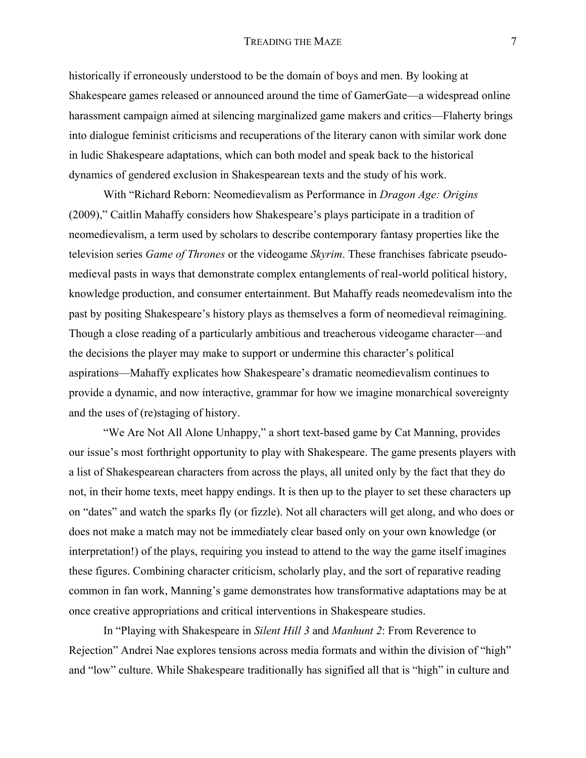historically if erroneously understood to be the domain of boys and men. By looking at Shakespeare games released or announced around the time of GamerGate—a widespread online harassment campaign aimed at silencing marginalized game makers and critics—Flaherty brings into dialogue feminist criticisms and recuperations of the literary canon with similar work done in ludic Shakespeare adaptations, which can both model and speak back to the historical dynamics of gendered exclusion in Shakespearean texts and the study of his work.

With "Richard Reborn: Neomedievalism as Performance in *Dragon Age: Origins* (2009)," Caitlin Mahaffy considers how Shakespeare's plays participate in a tradition of neomedievalism, a term used by scholars to describe contemporary fantasy properties like the television series *Game of Thrones* or the videogame *Skyrim*. These franchises fabricate pseudo-medieval pasts in ways that demonstrate complex entanglements of real-world political history, knowledge production, and consumer entertainment. But Mahaffy reads neomedevalism into the past by positing Shakespeare's history plays as themselves a form of neomedieval reimagining. Though a close reading of a particularly ambitious and treacherous videogame character—and the decisions the player may make to support or undermine this character's political aspirations—Mahaffy explicates how Shakespeare's dramatic neomedievalism continues to provide a dynamic, and now interactive, grammar for how we imagine monarchical sovereignty and the uses of (re)staging of history.

"We Are Not All Alone Unhappy," a short text-based game by Cat Manning, provides our issue's most forthright opportunity to play with Shakespeare. The game presents players with a list of Shakespearean characters from across the plays, all united only by the fact that they do not, in their home texts, meet happy endings. It is then up to the player to set these characters up on "dates" and watch the sparks fly (or fizzle). Not all characters will get along, and who does or does not make a match may not be immediately clear based only on your own knowledge (or interpretation!) of the plays, requiring you instead to attend to the way the game itself imagines these figures. Combining character criticism, scholarly play, and the sort of reparative reading common in fan work, Manning's game demonstrates how transformative adaptations may be at once creative appropriations and critical interventions in Shakespeare studies.

In "Playing with Shakespeare in *Silent Hill 3* and *Manhunt 2*: From Reverence to Rejection" Andrei Nae explores tensions across media formats and within the division of "high" and "low" culture. While Shakespeare traditionally has signified all that is "high" in culture and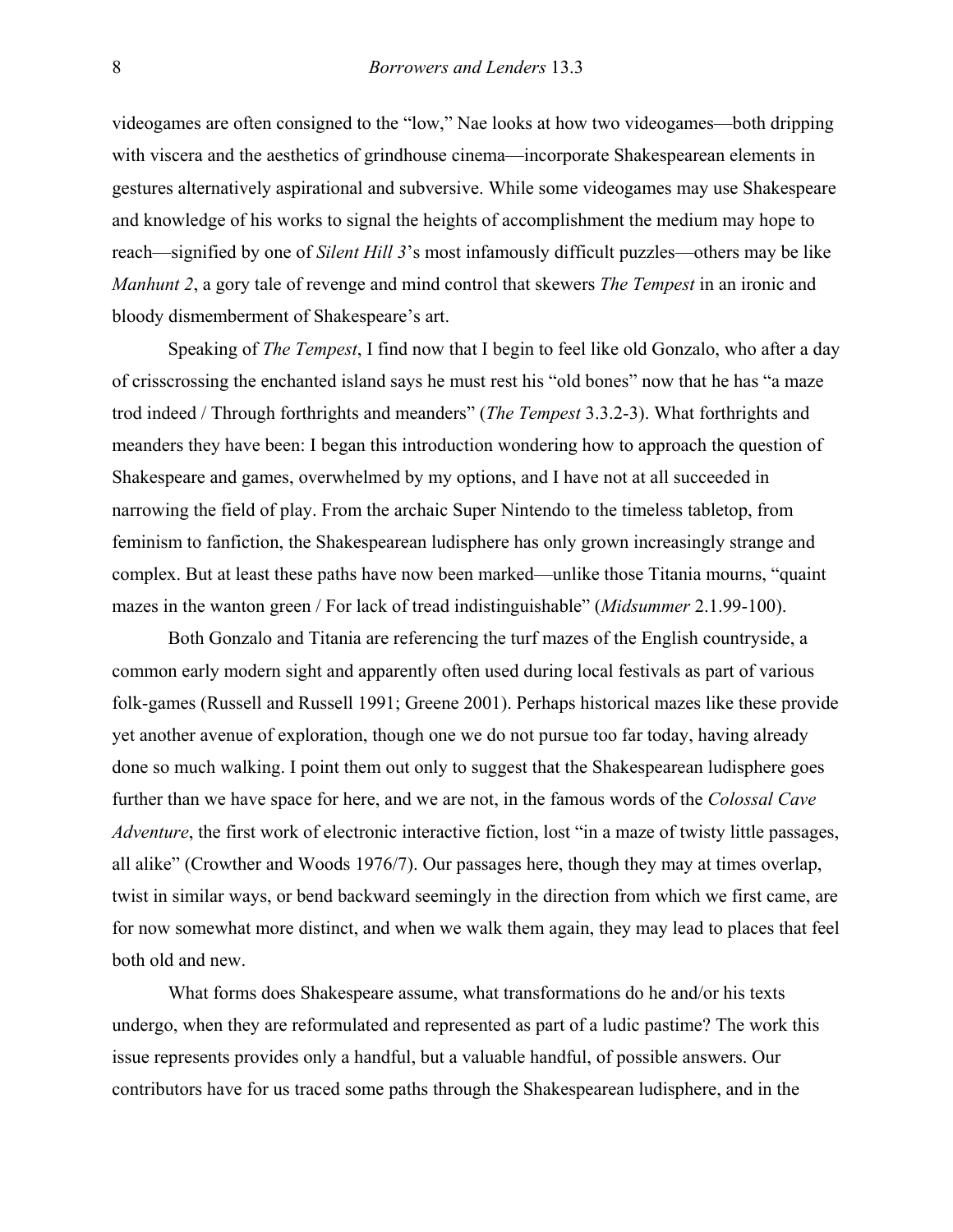videogames are often consigned to the "low," Nae looks at how two videogames—both dripping with viscera and the aesthetics of grindhouse cinema—incorporate Shakespearean elements in gestures alternatively aspirational and subversive. While some videogames may use Shakespeare and knowledge of his works to signal the heights of accomplishment the medium may hope to reach—signified by one of *Silent Hill 3*'s most infamously difficult puzzles—others may be like *Manhunt 2*, a gory tale of revenge and mind control that skewers *The Tempest* in an ironic and bloody dismemberment of Shakespeare's art.

Speaking of *The Tempest*, I find now that I begin to feel like old Gonzalo, who after a day of crisscrossing the enchanted island says he must rest his "old bones" now that he has "a maze trod indeed / Through forthrights and meanders" (*The Tempest* 3.3.2-3). What forthrights and meanders they have been: I began this introduction wondering how to approach the question of Shakespeare and games, overwhelmed by my options, and I have not at all succeeded in narrowing the field of play. From the archaic Super Nintendo to the timeless tabletop, from feminism to fanfiction, the Shakespearean ludisphere has only grown increasingly strange and complex. But at least these paths have now been marked—unlike those Titania mourns, "quaint mazes in the wanton green / For lack of tread indistinguishable" (*Midsummer* 2.1.99-100).

Both Gonzalo and Titania are referencing the turf mazes of the English countryside, a common early modern sight and apparently often used during local festivals as part of various folk-games (Russell and Russell 1991; Greene 2001). Perhaps historical mazes like these provide yet another avenue of exploration, though one we do not pursue too far today, having already done so much walking. I point them out only to suggest that the Shakespearean ludisphere goes further than we have space for here, and we are not, in the famous words of the *Colossal Cave Adventure*, the first work of electronic interactive fiction, lost "in a maze of twisty little passages, all alike" (Crowther and Woods 1976/7). Our passages here, though they may at times overlap, twist in similar ways, or bend backward seemingly in the direction from which we first came, are for now somewhat more distinct, and when we walk them again, they may lead to places that feel both old and new.

What forms does Shakespeare assume, what transformations do he and/or his texts undergo, when they are reformulated and represented as part of a ludic pastime? The work this issue represents provides only a handful, but a valuable handful, of possible answers. Our contributors have for us traced some paths through the Shakespearean ludisphere, and in the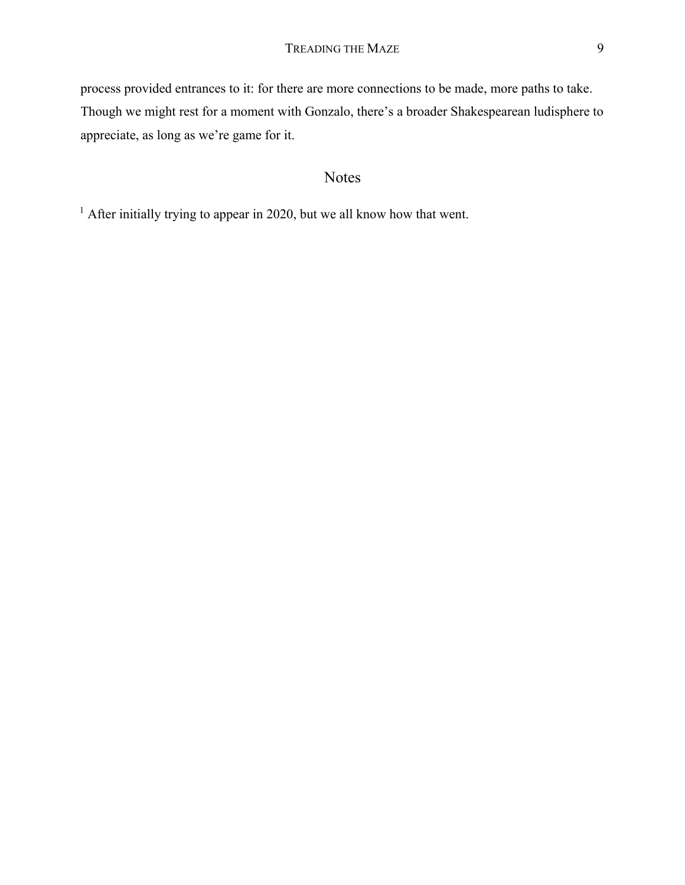process provided entrances to it: for there are more connections to be made, more paths to take. Though we might rest for a moment with Gonzalo, there's a broader Shakespearean ludisphere to appreciate, as long as we're game for it.

## Notes

[1] After initially trying to appear in 2020, but we all know how that went.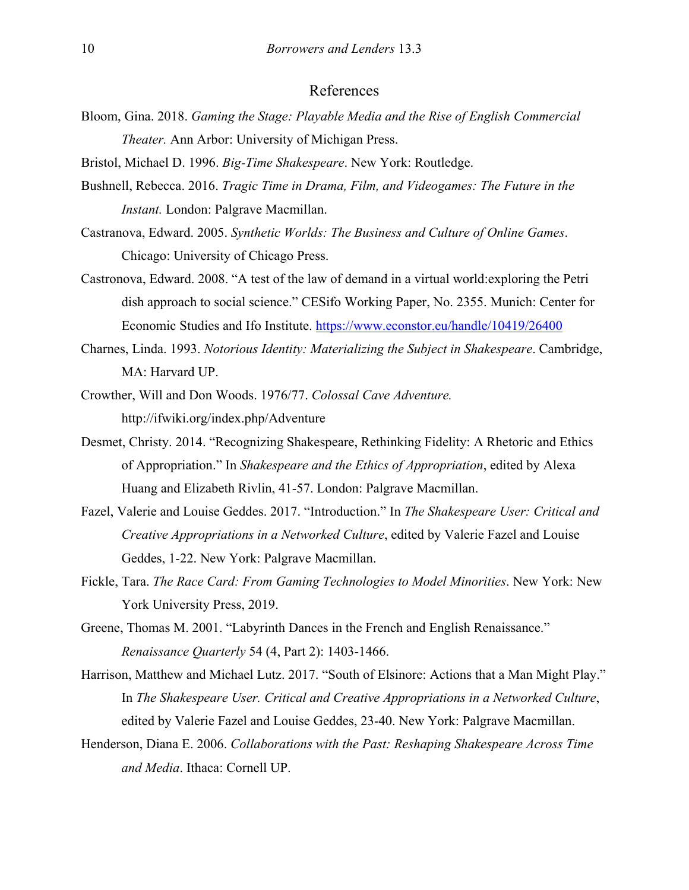## References

Bloom, Gina. 2018. *Gaming the Stage: Playable Media and the Rise of English Commercial Theater.* Ann Arbor: University of Michigan Press.

Bristol, Michael D. 1996. *Big-Time Shakespeare*. New York: Routledge.

Bushnell, Rebecca. 2016. *Tragic Time in Drama, Film, and Videogames: The Future in the Instant.* London: Palgrave Macmillan.

Castranova, Edward. 2005. *Synthetic Worlds: The Business and Culture of Online Games*. Chicago: University of Chicago Press.

Castronova, Edward. 2008. "A test of the law of demand in a virtual world:exploring the Petri dish approach to social science." CESifo Working Paper, No. 2355. Munich: Center for Economic Studies and Ifo Institute. https://www.econstor.eu/handle/10419/26400

Charnes, Linda. 1993. *Notorious Identity: Materializing the Subject in Shakespeare*. Cambridge, MA: Harvard UP.

Crowther, Will and Don Woods. 1976/77. *Colossal Cave Adventure.* http://ifwiki.org/index.php/Adventure

Desmet, Christy. 2014. "Recognizing Shakespeare, Rethinking Fidelity: A Rhetoric and Ethics of Appropriation." In *Shakespeare and the Ethics of Appropriation*, edited by Alexa Huang and Elizabeth Rivlin, 41-57. London: Palgrave Macmillan.

Fazel, Valerie and Louise Geddes. 2017. "Introduction." In *The Shakespeare User: Critical and Creative Appropriations in a Networked Culture*, edited by Valerie Fazel and Louise Geddes, 1-22. New York: Palgrave Macmillan.

Fickle, Tara. *The Race Card: From Gaming Technologies to Model Minorities*. New York: New York University Press, 2019.

Greene, Thomas M. 2001. "Labyrinth Dances in the French and English Renaissance." *Renaissance Quarterly* 54 (4, Part 2): 1403-1466.

Harrison, Matthew and Michael Lutz. 2017. "South of Elsinore: Actions that a Man Might Play." In *The Shakespeare User. Critical and Creative Appropriations in a Networked Culture*, edited by Valerie Fazel and Louise Geddes, 23-40. New York: Palgrave Macmillan.

Henderson, Diana E. 2006. *Collaborations with the Past: Reshaping Shakespeare Across Time and Media*. Ithaca: Cornell UP.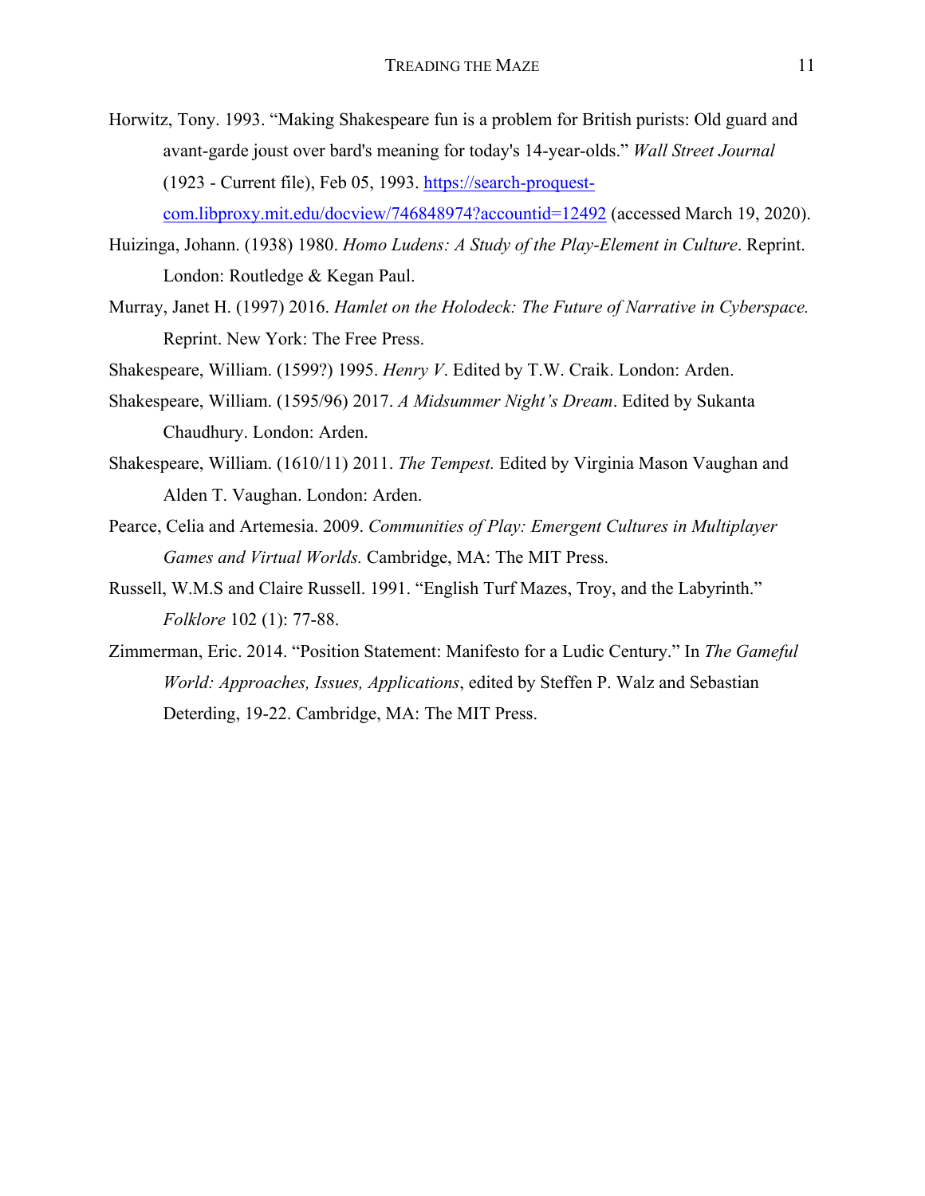Horwitz, Tony. 1993. "Making Shakespeare fun is a problem for British purists: Old guard and avant-garde joust over bard's meaning for today's 14-year-olds." *Wall Street Journal* (1923 - Current file), Feb 05, 1993. https://search-proquest-com.libproxy.mit.edu/docview/746848974?accountid=12492 (accessed March 19, 2020).

Huizinga, Johann. (1938) 1980. *Homo Ludens: A Study of the Play-Element in Culture*. Reprint. London: Routledge & Kegan Paul.

Murray, Janet H. (1997) 2016. *Hamlet on the Holodeck: The Future of Narrative in Cyberspace.* Reprint. New York: The Free Press.

Shakespeare, William. (1599?) 1995. *Henry V*. Edited by T.W. Craik. London: Arden.

Shakespeare, William. (1595/96) 2017. *A Midsummer Night's Dream*. Edited by Sukanta Chaudhury. London: Arden.

Shakespeare, William. (1610/11) 2011. *The Tempest.* Edited by Virginia Mason Vaughan and Alden T. Vaughan. London: Arden.

Pearce, Celia and Artemesia. 2009. *Communities of Play: Emergent Cultures in Multiplayer Games and Virtual Worlds.* Cambridge, MA: The MIT Press.

Russell, W.M.S and Claire Russell. 1991. "English Turf Mazes, Troy, and the Labyrinth." *Folklore* 102 (1): 77-88.

Zimmerman, Eric. 2014. "Position Statement: Manifesto for a Ludic Century." In *The Gameful World: Approaches, Issues, Applications*, edited by Steffen P. Walz and Sebastian Deterding, 19-22. Cambridge, MA: The MIT Press.